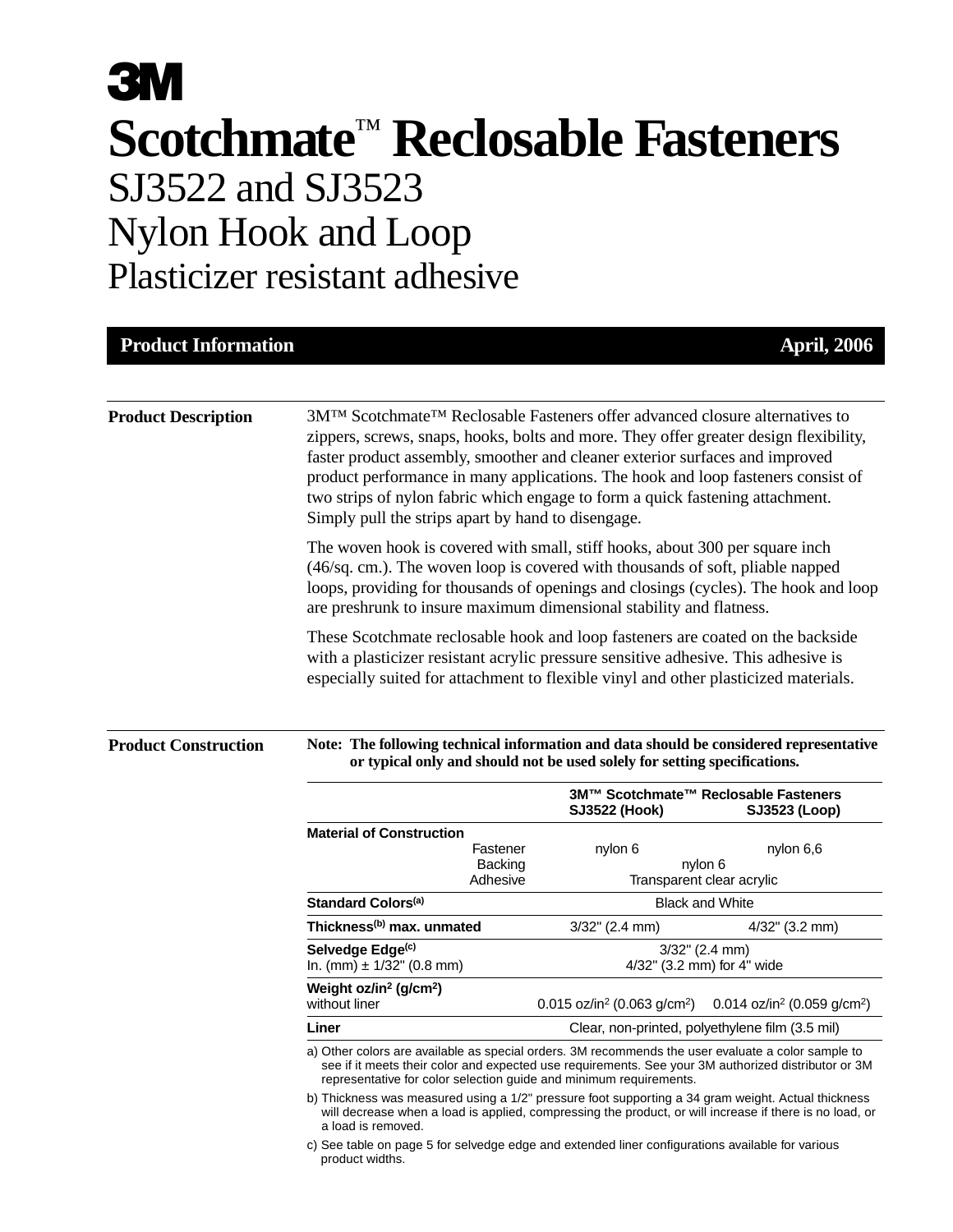# 3M

# Scotchmate™ Reclosable Fasteners

## SJ3522 and SJ3523
## Nylon Hook and Loop
## Plasticizer resistant adhesive

**Product Information** **April, 2006**

### Product Description

3M™ Scotchmate™ Reclosable Fasteners offer advanced closure alternatives to zippers, screws, snaps, hooks, bolts and more. They offer greater design flexibility, faster product assembly, smoother and cleaner exterior surfaces and improved product performance in many applications. The hook and loop fasteners consist of two strips of nylon fabric which engage to form a quick fastening attachment. Simply pull the strips apart by hand to disengage.

The woven hook is covered with small, stiff hooks, about 300 per square inch (46/sq. cm.). The woven loop is covered with thousands of soft, pliable napped loops, providing for thousands of openings and closings (cycles). The hook and loop are preshrunk to insure maximum dimensional stability and flatness.

These Scotchmate reclosable hook and loop fasteners are coated on the backside with a plasticizer resistant acrylic pressure sensitive adhesive. This adhesive is especially suited for attachment to flexible vinyl and other plasticized materials.

### Product Construction

**Note: The following technical information and data should be considered representative or typical only and should not be used solely for setting specifications.**

| | 3M™ Scotchmate™ Reclosable Fasteners SJ3522 (Hook) | SJ3523 (Loop) |
|---|---|---|
| **Material of Construction** | | |
| Fastener | nylon 6 | nylon 6,6 |
| Backing | nylon 6 | |
| Adhesive | Transparent clear acrylic | |
| **Standard Colors[(a)]** | Black and White | |
| **Thickness[(b)] max. unmated** | 3/32" (2.4 mm) | 4/32" (3.2 mm) |
| **Selvedge Edge[(c)]** In. (mm) ± 1/32" (0.8 mm) | 3/32" (2.4 mm) 4/32" (3.2 mm) for 4" wide | |
| **Weight oz/in² (g/cm²)** without liner | 0.015 oz/in² (0.063 g/cm²) | 0.014 oz/in² (0.059 g/cm²) |
| **Liner** | Clear, non-printed, polyethylene film (3.5 mil) | |

a) Other colors are available as special orders. 3M recommends the user evaluate a color sample to see if it meets their color and expected use requirements. See your 3M authorized distributor or 3M representative for color selection guide and minimum requirements.

b) Thickness was measured using a 1/2" pressure foot supporting a 34 gram weight. Actual thickness will decrease when a load is applied, compressing the product, or will increase if there is no load, or a load is removed.

c) See table on page 5 for selvedge edge and extended liner configurations available for various product widths.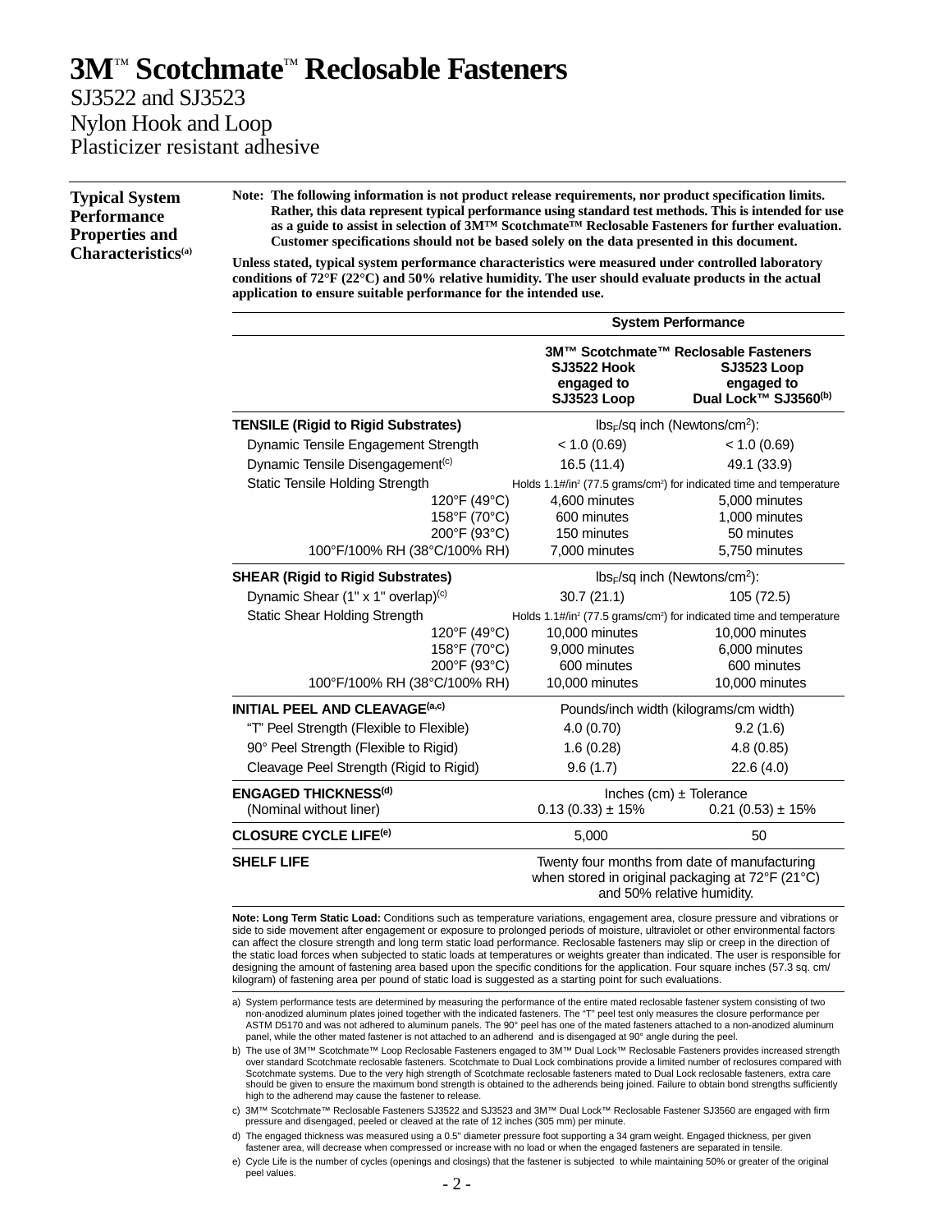# 3M™ Scotchmate™ Reclosable Fasteners

SJ3522 and SJ3523
Nylon Hook and Loop
Plasticizer resistant adhesive

## Typical System Performance Properties and Characteristics[(a)]

**Note: The following information is not product release requirements, nor product specification limits. Rather, this data represent typical performance using standard test methods. This is intended for use as a guide to assist in selection of 3M™ Scotchmate™ Reclosable Fasteners for further evaluation. Customer specifications should not be based solely on the data presented in this document.**

**Unless stated, typical system performance characteristics were measured under controlled laboratory conditions of 72°F (22°C) and 50% relative humidity. The user should evaluate products in the actual application to ensure suitable performance for the intended use.**

| | System Performance | |
|---|---|---|
| | 3M™ Scotchmate™ Reclosable Fasteners | |
| | SJ3522 Hook engaged to SJ3523 Loop | SJ3523 Loop engaged to Dual Lock™ SJ3560[(b)] |
| **TENSILE (Rigid to Rigid Substrates)** | $lbs_F$/sq inch (Newtons/cm²): | |
| Dynamic Tensile Engagement Strength | < 1.0 (0.69) | < 1.0 (0.69) |
| Dynamic Tensile Disengagement[(c)] | 16.5 (11.4) | 49.1 (33.9) |
| Static Tensile Holding Strength | Holds 1.1#/in² (77.5 grams/cm²) for indicated time and temperature | |
| 120°F (49°C) | 4,600 minutes | 5,000 minutes |
| 158°F (70°C) | 600 minutes | 1,000 minutes |
| 200°F (93°C) | 150 minutes | 50 minutes |
| 100°F/100% RH (38°C/100% RH) | 7,000 minutes | 5,750 minutes |
| **SHEAR (Rigid to Rigid Substrates)** | $lbs_F$/sq inch (Newtons/cm²): | |
| Dynamic Shear (1" x 1" overlap)[(c)] | 30.7 (21.1) | 105 (72.5) |
| Static Shear Holding Strength | Holds 1.1#/in² (77.5 grams/cm²) for indicated time and temperature | |
| 120°F (49°C) | 10,000 minutes | 10,000 minutes |
| 158°F (70°C) | 9,000 minutes | 6,000 minutes |
| 200°F (93°C) | 600 minutes | 600 minutes |
| 100°F/100% RH (38°C/100% RH) | 10,000 minutes | 10,000 minutes |
| **INITIAL PEEL AND CLEAVAGE[(a,c)]** | Pounds/inch width (kilograms/cm width) | |
| "T" Peel Strength (Flexible to Flexible) | 4.0 (0.70) | 9.2 (1.6) |
| 90° Peel Strength (Flexible to Rigid) | 1.6 (0.28) | 4.8 (0.85) |
| Cleavage Peel Strength (Rigid to Rigid) | 9.6 (1.7) | 22.6 (4.0) |
| **ENGAGED THICKNESS[(d)]** | Inches (cm) ± Tolerance | |
| (Nominal without liner) | 0.13 (0.33) ± 15% | 0.21 (0.53) ± 15% |
| **CLOSURE CYCLE LIFE[(e)]** | 5,000 | 50 |
| **SHELF LIFE** | Twenty four months from date of manufacturing when stored in original packaging at 72°F (21°C) and 50% relative humidity. | |

**Note: Long Term Static Load:** Conditions such as temperature variations, engagement area, closure pressure and vibrations or side to side movement after engagement or exposure to prolonged periods of moisture, ultraviolet or other environmental factors can affect the closure strength and long term static load performance. Reclosable fasteners may slip or creep in the direction of the static load forces when subjected to static loads at temperatures or weights greater than indicated. The user is responsible for designing the amount of fastening area based upon the specific conditions for the application. Four square inches (57.3 sq. cm/ kilogram) of fastening area per pound of static load is suggested as a starting point for such evaluations.

a) System performance tests are determined by measuring the performance of the entire mated reclosable fastener system consisting of two non-anodized aluminum plates joined together with the indicated fasteners. The "T" peel test only measures the closure performance per ASTM D5170 and was not adhered to aluminum panels. The 90° peel has one of the mated fasteners attached to a non-anodized aluminum panel, while the other mated fastener is not attached to an adherend and is disengaged at 90° angle during the peel.

b) The use of 3M™ Scotchmate™ Loop Reclosable Fasteners engaged to 3M™ Dual Lock™ Reclosable Fasteners provides increased strength over standard Scotchmate reclosable fasteners. Scotchmate to Dual Lock combinations provide a limited number of reclosures compared with Scotchmate systems. Due to the very high strength of Scotchmate reclosable fasteners mated to Dual Lock reclosable fasteners, extra care should be given to ensure the maximum bond strength is obtained to the adherends being joined. Failure to obtain bond strengths sufficiently high to the adherend may cause the fastener to release.

c) 3M™ Scotchmate™ Reclosable Fasteners SJ3522 and SJ3523 and 3M™ Dual Lock™ Reclosable Fastener SJ3560 are engaged with firm pressure and disengaged, peeled or cleaved at the rate of 12 inches (305 mm) per minute.

d) The engaged thickness was measured using a 0.5" diameter pressure foot supporting a 34 gram weight. Engaged thickness, per given fastener area, will decrease when compressed or increase with no load or when the engaged fasteners are separated in tensile.

e) Cycle Life is the number of cycles (openings and closings) that the fastener is subjected to while maintaining 50% or greater of the original peel values.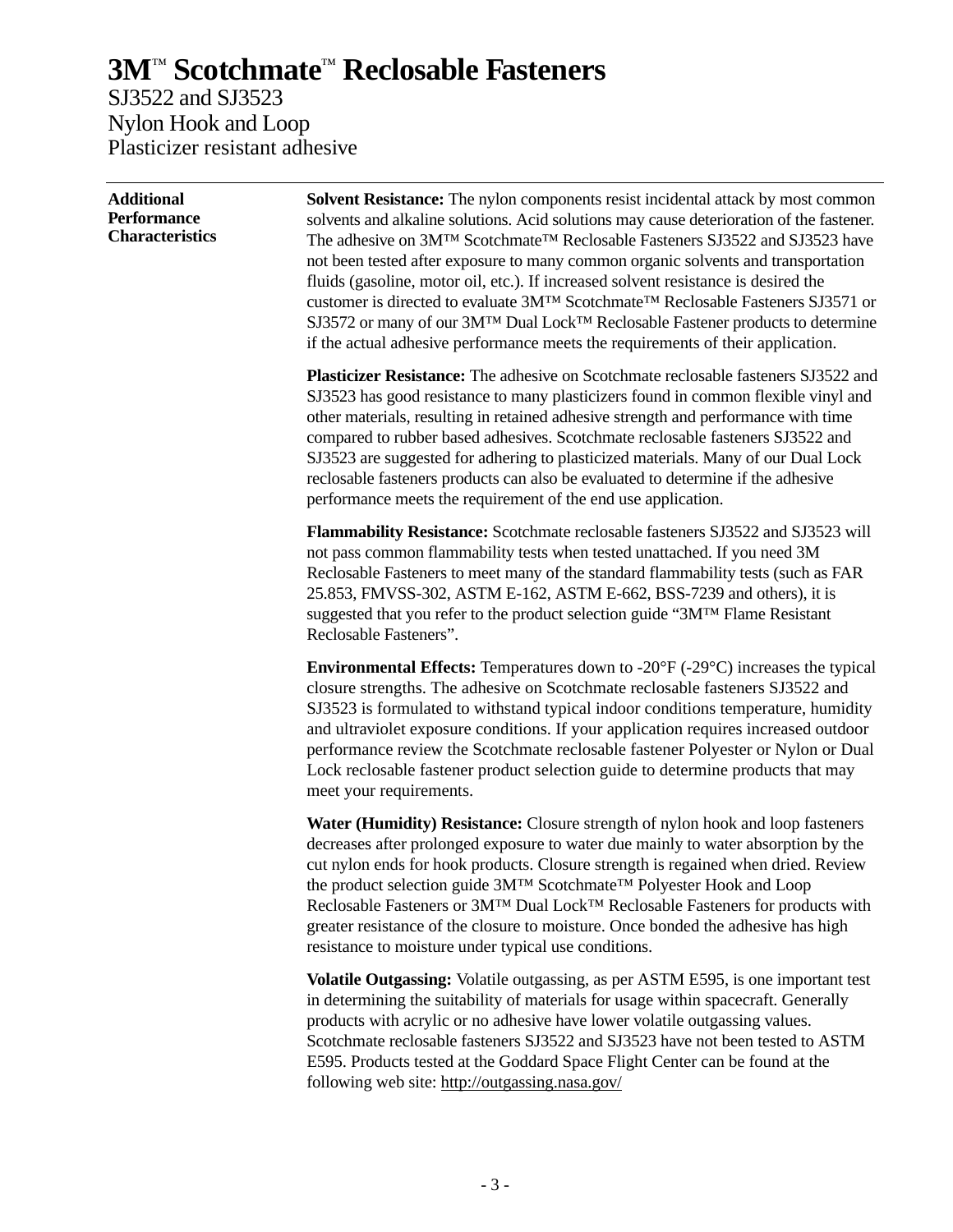# 3M™ Scotchmate™ Reclosable Fasteners

SJ3522 and SJ3523
Nylon Hook and Loop
Plasticizer resistant adhesive

---

**Additional Performance Characteristics**

**Solvent Resistance:** The nylon components resist incidental attack by most common solvents and alkaline solutions. Acid solutions may cause deterioration of the fastener. The adhesive on 3M™ Scotchmate™ Reclosable Fasteners SJ3522 and SJ3523 have not been tested after exposure to many common organic solvents and transportation fluids (gasoline, motor oil, etc.). If increased solvent resistance is desired the customer is directed to evaluate 3M™ Scotchmate™ Reclosable Fasteners SJ3571 or SJ3572 or many of our 3M™ Dual Lock™ Reclosable Fastener products to determine if the actual adhesive performance meets the requirements of their application.

**Plasticizer Resistance:** The adhesive on Scotchmate reclosable fasteners SJ3522 and SJ3523 has good resistance to many plasticizers found in common flexible vinyl and other materials, resulting in retained adhesive strength and performance with time compared to rubber based adhesives. Scotchmate reclosable fasteners SJ3522 and SJ3523 are suggested for adhering to plasticized materials. Many of our Dual Lock reclosable fasteners products can also be evaluated to determine if the adhesive performance meets the requirement of the end use application.

**Flammability Resistance:** Scotchmate reclosable fasteners SJ3522 and SJ3523 will not pass common flammability tests when tested unattached. If you need 3M Reclosable Fasteners to meet many of the standard flammability tests (such as FAR 25.853, FMVSS-302, ASTM E-162, ASTM E-662, BSS-7239 and others), it is suggested that you refer to the product selection guide "3M™ Flame Resistant Reclosable Fasteners".

**Environmental Effects:** Temperatures down to -20°F (-29°C) increases the typical closure strengths. The adhesive on Scotchmate reclosable fasteners SJ3522 and SJ3523 is formulated to withstand typical indoor conditions temperature, humidity and ultraviolet exposure conditions. If your application requires increased outdoor performance review the Scotchmate reclosable fastener Polyester or Nylon or Dual Lock reclosable fastener product selection guide to determine products that may meet your requirements.

**Water (Humidity) Resistance:** Closure strength of nylon hook and loop fasteners decreases after prolonged exposure to water due mainly to water absorption by the cut nylon ends for hook products. Closure strength is regained when dried. Review the product selection guide 3M™ Scotchmate™ Polyester Hook and Loop Reclosable Fasteners or 3M™ Dual Lock™ Reclosable Fasteners for products with greater resistance of the closure to moisture. Once bonded the adhesive has high resistance to moisture under typical use conditions.

**Volatile Outgassing:** Volatile outgassing, as per ASTM E595, is one important test in determining the suitability of materials for usage within spacecraft. Generally products with acrylic or no adhesive have lower volatile outgassing values. Scotchmate reclosable fasteners SJ3522 and SJ3523 have not been tested to ASTM E595. Products tested at the Goddard Space Flight Center can be found at the following web site: http://outgassing.nasa.gov/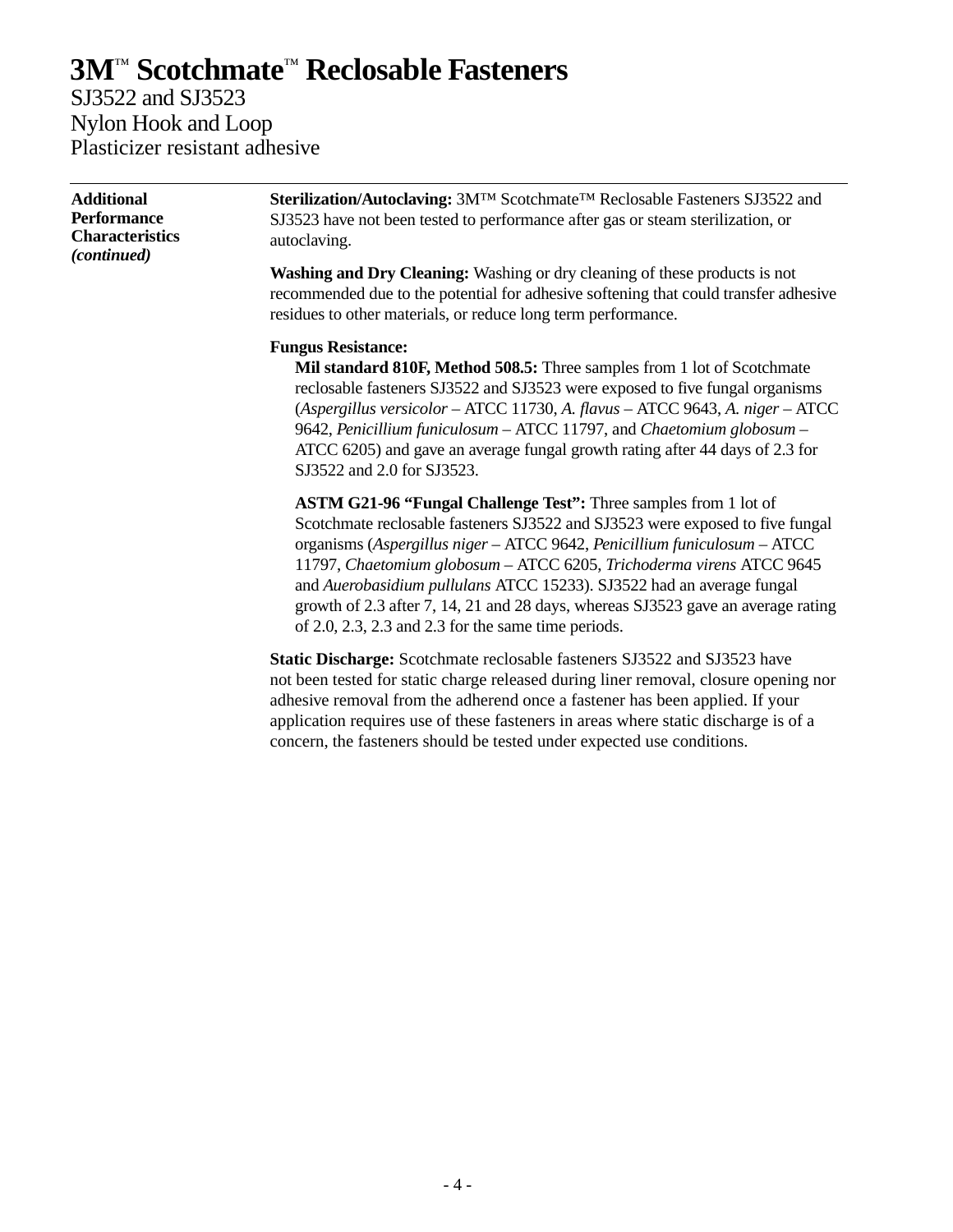# 3M™ Scotchmate™ Reclosable Fasteners

SJ3522 and SJ3523
Nylon Hook and Loop
Plasticizer resistant adhesive

---

**Additional Performance Characteristics *(continued)***

**Sterilization/Autoclaving:** 3M™ Scotchmate™ Reclosable Fasteners SJ3522 and SJ3523 have not been tested to performance after gas or steam sterilization, or autoclaving.

**Washing and Dry Cleaning:** Washing or dry cleaning of these products is not recommended due to the potential for adhesive softening that could transfer adhesive residues to other materials, or reduce long term performance.

**Fungus Resistance:**

**Mil standard 810F, Method 508.5:** Three samples from 1 lot of Scotchmate reclosable fasteners SJ3522 and SJ3523 were exposed to five fungal organisms (*Aspergillus versicolor* – ATCC 11730, *A. flavus* – ATCC 9643, *A. niger* – ATCC 9642, *Penicillium funiculosum* – ATCC 11797, and *Chaetomium globosum* – ATCC 6205) and gave an average fungal growth rating after 44 days of 2.3 for SJ3522 and 2.0 for SJ3523.

**ASTM G21-96 "Fungal Challenge Test":** Three samples from 1 lot of Scotchmate reclosable fasteners SJ3522 and SJ3523 were exposed to five fungal organisms (*Aspergillus niger* – ATCC 9642, *Penicillium funiculosum* – ATCC 11797, *Chaetomium globosum* – ATCC 6205, *Trichoderma virens* ATCC 9645 and *Auerobasidium pullulans* ATCC 15233). SJ3522 had an average fungal growth of 2.3 after 7, 14, 21 and 28 days, whereas SJ3523 gave an average rating of 2.0, 2.3, 2.3 and 2.3 for the same time periods.

**Static Discharge:** Scotchmate reclosable fasteners SJ3522 and SJ3523 have not been tested for static charge released during liner removal, closure opening nor adhesive removal from the adherend once a fastener has been applied. If your application requires use of these fasteners in areas where static discharge is of a concern, the fasteners should be tested under expected use conditions.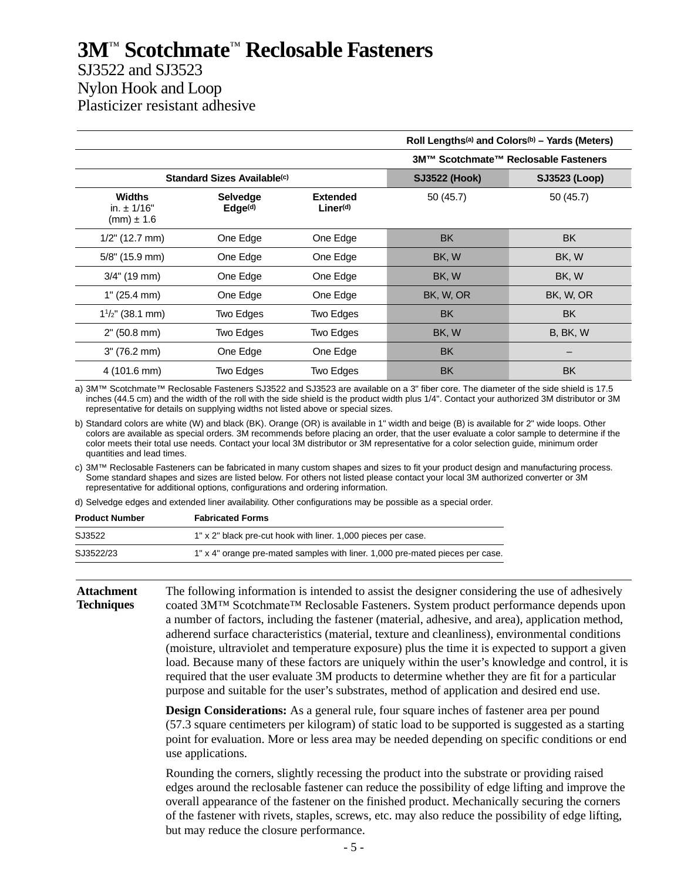# 3M™ Scotchmate™ Reclosable Fasteners

SJ3522 and SJ3523
Nylon Hook and Loop
Plasticizer resistant adhesive

| Standard Sizes Available[c] | | | Roll Lengths[a] and Colors[b] – Yards (Meters) 3M™ Scotchmate™ Reclosable Fasteners | |
|---|---|---|---|---|
| | | | SJ3522 (Hook) | SJ3523 (Loop) |
| Widths in. ± 1/16" (mm) ± 1.6 | Selvedge Edge[d] | Extended Liner[d] | 50 (45.7) | 50 (45.7) |
| 1/2" (12.7 mm) | One Edge | One Edge | BK | BK |
| 5/8" (15.9 mm) | One Edge | One Edge | BK, W | BK, W |
| 3/4" (19 mm) | One Edge | One Edge | BK, W | BK, W |
| 1" (25.4 mm) | One Edge | One Edge | BK, W, OR | BK, W, OR |
| 1 1/2" (38.1 mm) | Two Edges | Two Edges | BK | BK |
| 2" (50.8 mm) | Two Edges | Two Edges | BK, W | B, BK, W |
| 3" (76.2 mm) | One Edge | One Edge | BK | – |
| 4 (101.6 mm) | Two Edges | Two Edges | BK | BK |

a) 3M™ Scotchmate™ Reclosable Fasteners SJ3522 and SJ3523 are available on a 3" fiber core. The diameter of the side shield is 17.5 inches (44.5 cm) and the width of the roll with the side shield is the product width plus 1/4". Contact your authorized 3M distributor or 3M representative for details on supplying widths not listed above or special sizes.

b) Standard colors are white (W) and black (BK). Orange (OR) is available in 1" width and beige (B) is available for 2" wide loops. Other colors are available as special orders. 3M recommends before placing an order, that the user evaluate a color sample to determine if the color meets their total use needs. Contact your local 3M distributor or 3M representative for a color selection guide, minimum order quantities and lead times.

c) 3M™ Reclosable Fasteners can be fabricated in many custom shapes and sizes to fit your product design and manufacturing process. Some standard shapes and sizes are listed below. For others not listed please contact your local 3M authorized converter or 3M representative for additional options, configurations and ordering information.

d) Selvedge edges and extended liner availability. Other configurations may be possible as a special order.

| Product Number | Fabricated Forms |
|---|---|
| SJ3522 | 1" x 2" black pre-cut hook with liner. 1,000 pieces per case. |
| SJ3522/23 | 1" x 4" orange pre-mated samples with liner. 1,000 pre-mated pieces per case. |

## Attachment Techniques

The following information is intended to assist the designer considering the use of adhesively coated 3M™ Scotchmate™ Reclosable Fasteners. System product performance depends upon a number of factors, including the fastener (material, adhesive, and area), application method, adherend surface characteristics (material, texture and cleanliness), environmental conditions (moisture, ultraviolet and temperature exposure) plus the time it is expected to support a given load. Because many of these factors are uniquely within the user's knowledge and control, it is required that the user evaluate 3M products to determine whether they are fit for a particular purpose and suitable for the user's substrates, method of application and desired end use.

**Design Considerations:** As a general rule, four square inches of fastener area per pound (57.3 square centimeters per kilogram) of static load to be supported is suggested as a starting point for evaluation. More or less area may be needed depending on specific conditions or end use applications.

Rounding the corners, slightly recessing the product into the substrate or providing raised edges around the reclosable fastener can reduce the possibility of edge lifting and improve the overall appearance of the fastener on the finished product. Mechanically securing the corners of the fastener with rivets, staples, screws, etc. may also reduce the possibility of edge lifting, but may reduce the closure performance.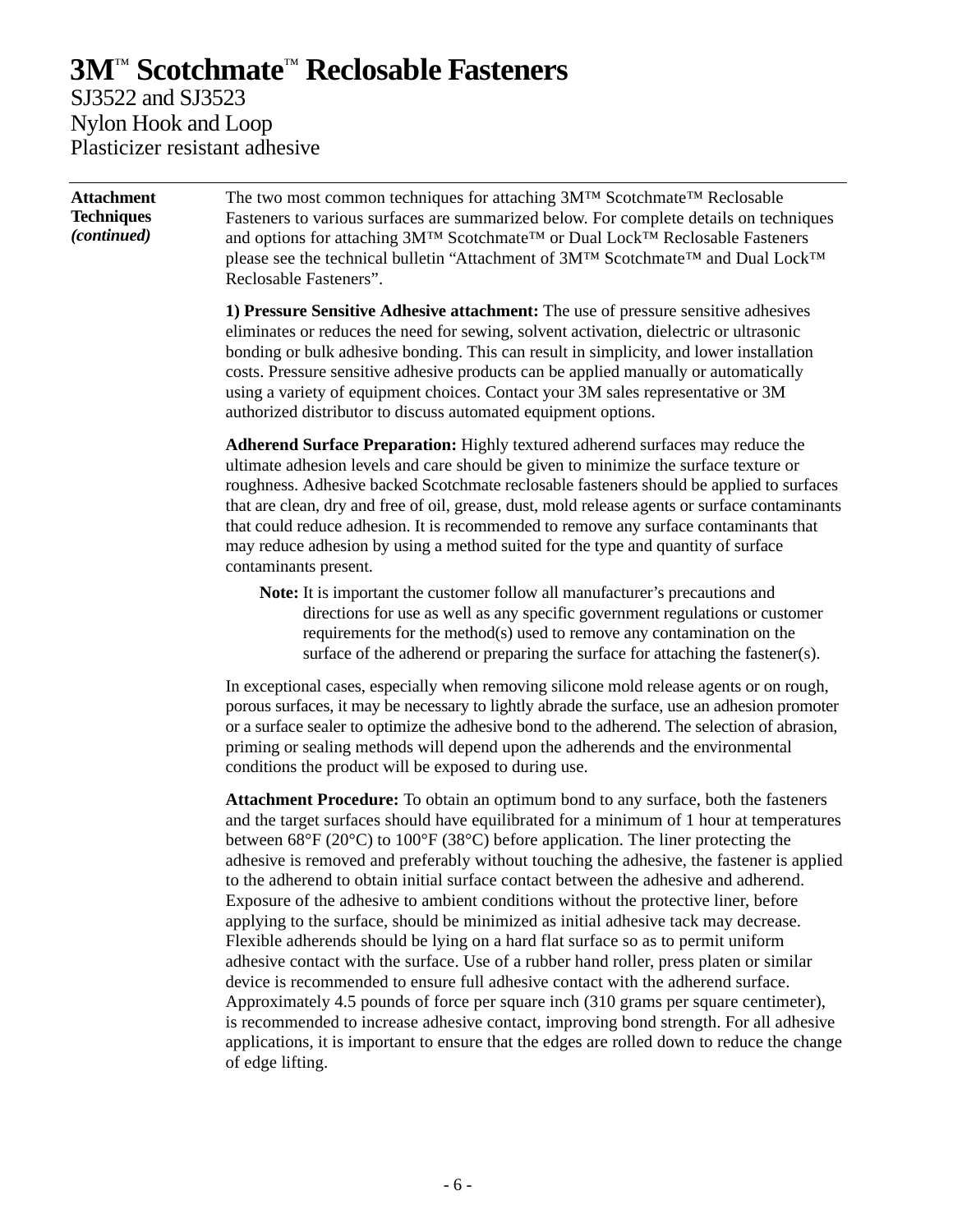# 3M™ Scotchmate™ Reclosable Fasteners

SJ3522 and SJ3523
Nylon Hook and Loop
Plasticizer resistant adhesive

**Attachment Techniques *(continued)***

The two most common techniques for attaching 3M™ Scotchmate™ Reclosable Fasteners to various surfaces are summarized below. For complete details on techniques and options for attaching 3M™ Scotchmate™ or Dual Lock™ Reclosable Fasteners please see the technical bulletin “Attachment of 3M™ Scotchmate™ and Dual Lock™ Reclosable Fasteners”.

**1) Pressure Sensitive Adhesive attachment:** The use of pressure sensitive adhesives eliminates or reduces the need for sewing, solvent activation, dielectric or ultrasonic bonding or bulk adhesive bonding. This can result in simplicity, and lower installation costs. Pressure sensitive adhesive products can be applied manually or automatically using a variety of equipment choices. Contact your 3M sales representative or 3M authorized distributor to discuss automated equipment options.

**Adherend Surface Preparation:** Highly textured adherend surfaces may reduce the ultimate adhesion levels and care should be given to minimize the surface texture or roughness. Adhesive backed Scotchmate reclosable fasteners should be applied to surfaces that are clean, dry and free of oil, grease, dust, mold release agents or surface contaminants that could reduce adhesion. It is recommended to remove any surface contaminants that may reduce adhesion by using a method suited for the type and quantity of surface contaminants present.

**Note:** It is important the customer follow all manufacturer’s precautions and directions for use as well as any specific government regulations or customer requirements for the method(s) used to remove any contamination on the surface of the adherend or preparing the surface for attaching the fastener(s).

In exceptional cases, especially when removing silicone mold release agents or on rough, porous surfaces, it may be necessary to lightly abrade the surface, use an adhesion promoter or a surface sealer to optimize the adhesive bond to the adherend. The selection of abrasion, priming or sealing methods will depend upon the adherends and the environmental conditions the product will be exposed to during use.

**Attachment Procedure:** To obtain an optimum bond to any surface, both the fasteners and the target surfaces should have equilibrated for a minimum of 1 hour at temperatures between 68°F (20°C) to 100°F (38°C) before application. The liner protecting the adhesive is removed and preferably without touching the adhesive, the fastener is applied to the adherend to obtain initial surface contact between the adhesive and adherend. Exposure of the adhesive to ambient conditions without the protective liner, before applying to the surface, should be minimized as initial adhesive tack may decrease. Flexible adherends should be lying on a hard flat surface so as to permit uniform adhesive contact with the surface. Use of a rubber hand roller, press platen or similar device is recommended to ensure full adhesive contact with the adherend surface. Approximately 4.5 pounds of force per square inch (310 grams per square centimeter), is recommended to increase adhesive contact, improving bond strength. For all adhesive applications, it is important to ensure that the edges are rolled down to reduce the change of edge lifting.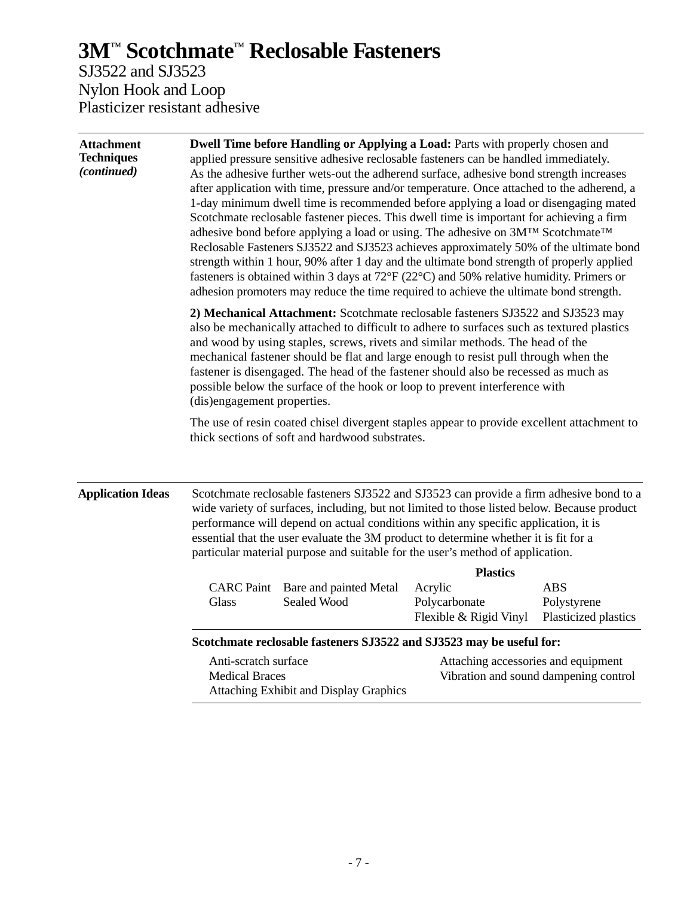# 3M™ Scotchmate™ Reclosable Fasteners

SJ3522 and SJ3523
Nylon Hook and Loop
Plasticizer resistant adhesive

---

**Attachment Techniques *(continued)***

**Dwell Time before Handling or Applying a Load:** Parts with properly chosen and applied pressure sensitive adhesive reclosable fasteners can be handled immediately. As the adhesive further wets-out the adherend surface, adhesive bond strength increases after application with time, pressure and/or temperature. Once attached to the adherend, a 1-day minimum dwell time is recommended before applying a load or disengaging mated Scotchmate reclosable fastener pieces. This dwell time is important for achieving a firm adhesive bond before applying a load or using. The adhesive on 3M™ Scotchmate™ Reclosable Fasteners SJ3522 and SJ3523 achieves approximately 50% of the ultimate bond strength within 1 hour, 90% after 1 day and the ultimate bond strength of properly applied fasteners is obtained within 3 days at 72°F (22°C) and 50% relative humidity. Primers or adhesion promoters may reduce the time required to achieve the ultimate bond strength.

**2) Mechanical Attachment:** Scotchmate reclosable fasteners SJ3522 and SJ3523 may also be mechanically attached to difficult to adhere to surfaces such as textured plastics and wood by using staples, screws, rivets and similar methods. The head of the mechanical fastener should be flat and large enough to resist pull through when the fastener is disengaged. The head of the fastener should also be recessed as much as possible below the surface of the hook or loop to prevent interference with (dis)engagement properties.

The use of resin coated chisel divergent staples appear to provide excellent attachment to thick sections of soft and hardwood substrates.

---

**Application Ideas**

Scotchmate reclosable fasteners SJ3522 and SJ3523 can provide a firm adhesive bond to a wide variety of surfaces, including, but not limited to those listed below. Because product performance will depend on actual conditions within any specific application, it is essential that the user evaluate the 3M product to determine whether it is fit for a particular material purpose and suitable for the user's method of application.

| | | Plastics | |
|---|---|---|---|
| CARC Paint | Bare and painted Metal | Acrylic | ABS |
| Glass | Sealed Wood | Polycarbonate | Polystyrene |
| | | Flexible & Rigid Vinyl | Plasticized plastics |

**Scotchmate reclosable fasteners SJ3522 and SJ3523 may be useful for:**

- Anti-scratch surface
- Medical Braces
- Attaching Exhibit and Display Graphics
- Attaching accessories and equipment
- Vibration and sound dampening control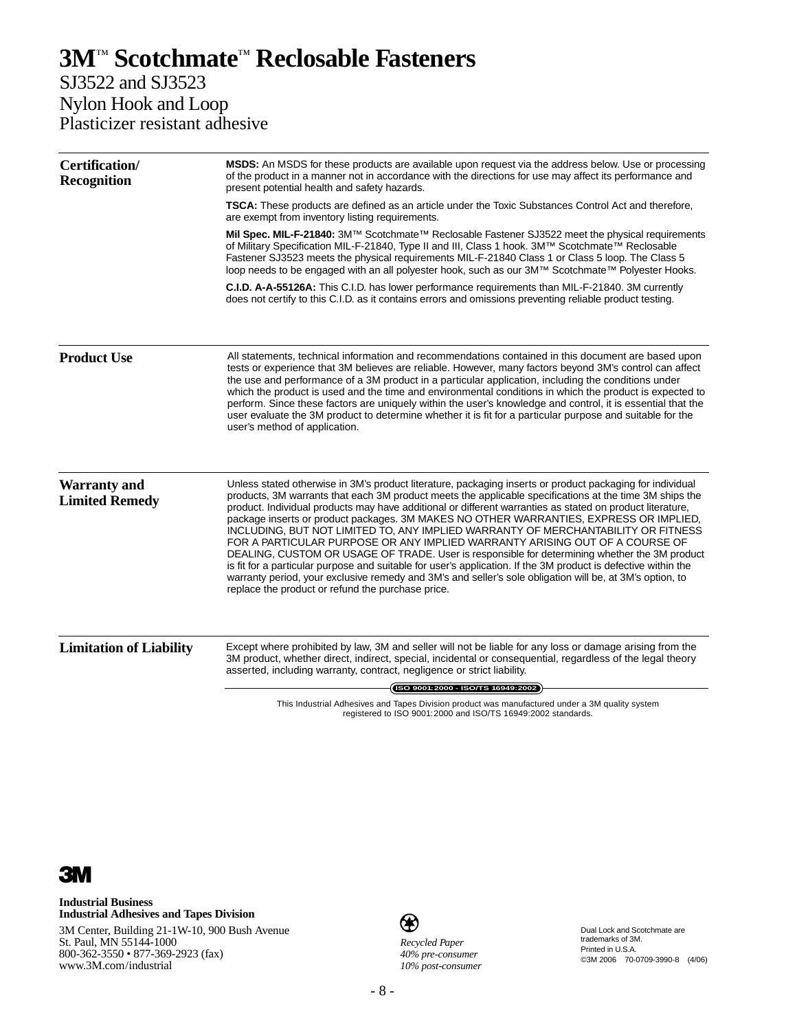# 3M™ Scotchmate™ Reclosable Fasteners

SJ3522 and SJ3523
Nylon Hook and Loop
Plasticizer resistant adhesive

## Certification/ Recognition

**MSDS:** An MSDS for these products are available upon request via the address below. Use or processing of the product in a manner not in accordance with the directions for use may affect its performance and present potential health and safety hazards.

**TSCA:** These products are defined as an article under the Toxic Substances Control Act and therefore, are exempt from inventory listing requirements.

**Mil Spec. MIL-F-21840:** 3M™ Scotchmate™ Reclosable Fastener SJ3522 meet the physical requirements of Military Specification MIL-F-21840, Type II and III, Class 1 hook. 3M™ Scotchmate™ Reclosable Fastener SJ3523 meets the physical requirements MIL-F-21840 Class 1 or Class 5 loop. The Class 5 loop needs to be engaged with an all polyester hook, such as our 3M™ Scotchmate™ Polyester Hooks.

**C.I.D. A-A-55126A:** This C.I.D. has lower performance requirements than MIL-F-21840. 3M currently does not certify to this C.I.D. as it contains errors and omissions preventing reliable product testing.

## Product Use

All statements, technical information and recommendations contained in this document are based upon tests or experience that 3M believes are reliable. However, many factors beyond 3M's control can affect the use and performance of a 3M product in a particular application, including the conditions under which the product is used and the time and environmental conditions in which the product is expected to perform. Since these factors are uniquely within the user's knowledge and control, it is essential that the user evaluate the 3M product to determine whether it is fit for a particular purpose and suitable for the user's method of application.

## Warranty and Limited Remedy

Unless stated otherwise in 3M's product literature, packaging inserts or product packaging for individual products, 3M warrants that each 3M product meets the applicable specifications at the time 3M ships the product. Individual products may have additional or different warranties as stated on product literature, package inserts or product packages. 3M MAKES NO OTHER WARRANTIES, EXPRESS OR IMPLIED, INCLUDING, BUT NOT LIMITED TO, ANY IMPLIED WARRANTY OF MERCHANTABILITY OR FITNESS FOR A PARTICULAR PURPOSE OR ANY IMPLIED WARRANTY ARISING OUT OF A COURSE OF DEALING, CUSTOM OR USAGE OF TRADE. User is responsible for determining whether the 3M product is fit for a particular purpose and suitable for user's application. If the 3M product is defective within the warranty period, your exclusive remedy and 3M's and seller's sole obligation will be, at 3M's option, to replace the product or refund the purchase price.

## Limitation of Liability

Except where prohibited by law, 3M and seller will not be liable for any loss or damage arising from the 3M product, whether direct, indirect, special, incidental or consequential, regardless of the legal theory asserted, including warranty, contract, negligence or strict liability.

ISO 9001:2000 - ISO/TS 16949:2002

This Industrial Adhesives and Tapes Division product was manufactured under a 3M quality system registered to ISO 9001:2000 and ISO/TS 16949:2002 standards.

3M

**Industrial Business**
**Industrial Adhesives and Tapes Division**

3M Center, Building 21-1W-10, 900 Bush Avenue
St. Paul, MN 55144-1000
800-362-3550 • 877-369-2923 (fax)
www.3M.com/industrial

*Recycled Paper*
*40% pre-consumer*
*10% post-consumer*

Dual Lock and Scotchmate are trademarks of 3M.
Printed in U.S.A.
©3M 2006 70-0709-3990-8 (4/06)